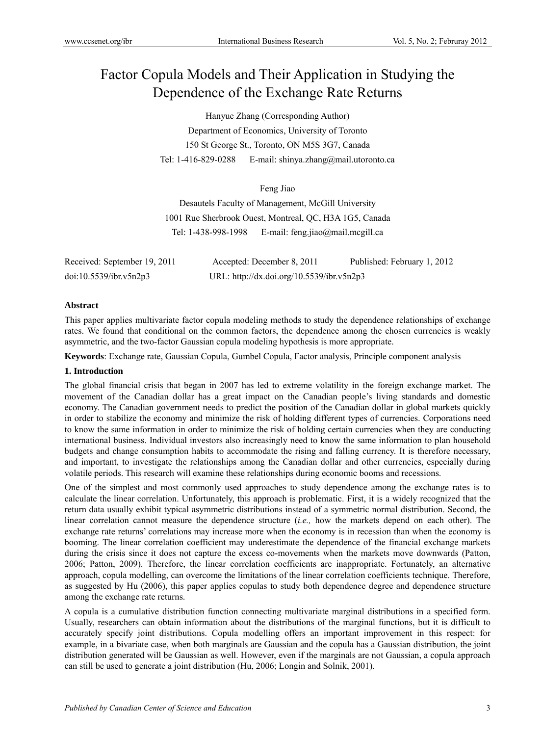# Factor Copula Models and Their Application in Studying the Dependence of the Exchange Rate Returns

Hanyue Zhang (Corresponding Author)

Department of Economics, University of Toronto

150 St George St., Toronto, ON M5S 3G7, Canada

Tel: 1-416-829-0288 E-mail: shinya.zhang@mail.utoronto.ca

Feng Jiao

Desautels Faculty of Management, McGill University

1001 Rue Sherbrook Ouest, Montreal, QC, H3A 1G5, Canada

Tel: 1-438-998-1998 E-mail: feng.jiao@mail.mcgill.ca

Received: September 19, 2011 Accepted: December 8, 2011 Published: February 1, 2012

doi:10.5539/ibr.v5n2p3 URL: http://dx.doi.org/10.5539/ibr.v5n2p3

## Abstract

This paper applies multivariate factor copula modeling methods to study the dependence relationships of exchange rates. We found that conditional on the common factors, the dependence among the chosen currencies is weakly asymmetric, and the two-factor Gaussian copula modeling hypothesis is more appropriate.

**Keywords**: Exchange rate, Gaussian Copula, Gumbel Copula, Factor analysis, Principle component analysis

## 1. Introduction

The global financial crisis that began in 2007 has led to extreme volatility in the foreign exchange market. The movement of the Canadian dollar has a great impact on the Canadian people's living standards and domestic economy. The Canadian government needs to predict the position of the Canadian dollar in global markets quickly in order to stabilize the economy and minimize the risk of holding different types of currencies. Corporations need to know the same information in order to minimize the risk of holding certain currencies when they are conducting international business. Individual investors also increasingly need to know the same information to plan household budgets and change consumption habits to accommodate the rising and falling currency. It is therefore necessary, and important, to investigate the relationships among the Canadian dollar and other currencies, especially during volatile periods. This research will examine these relationships during economic booms and recessions.

One of the simplest and most commonly used approaches to study dependence among the exchange rates is to calculate the linear correlation. Unfortunately, this approach is problematic. First, it is a widely recognized that the return data usually exhibit typical asymmetric distributions instead of a symmetric normal distribution. Second, the linear correlation cannot measure the dependence structure (*i.e.,* how the markets depend on each other). The exchange rate returns' correlations may increase more when the economy is in recession than when the economy is booming. The linear correlation coefficient may underestimate the dependence of the financial exchange markets during the crisis since it does not capture the excess co-movements when the markets move downwards (Patton, 2006; Patton, 2009). Therefore, the linear correlation coefficients are inappropriate. Fortunately, an alternative approach, copula modelling, can overcome the limitations of the linear correlation coefficients technique. Therefore, as suggested by Hu (2006), this paper applies copulas to study both dependence degree and dependence structure among the exchange rate returns.

A copula is a cumulative distribution function connecting multivariate marginal distributions in a specified form. Usually, researchers can obtain information about the distributions of the marginal functions, but it is difficult to accurately specify joint distributions. Copula modelling offers an important improvement in this respect: for example, in a bivariate case, when both marginals are Gaussian and the copula has a Gaussian distribution, the joint distribution generated will be Gaussian as well. However, even if the marginals are not Gaussian, a copula approach can still be used to generate a joint distribution (Hu, 2006; Longin and Solnik, 2001).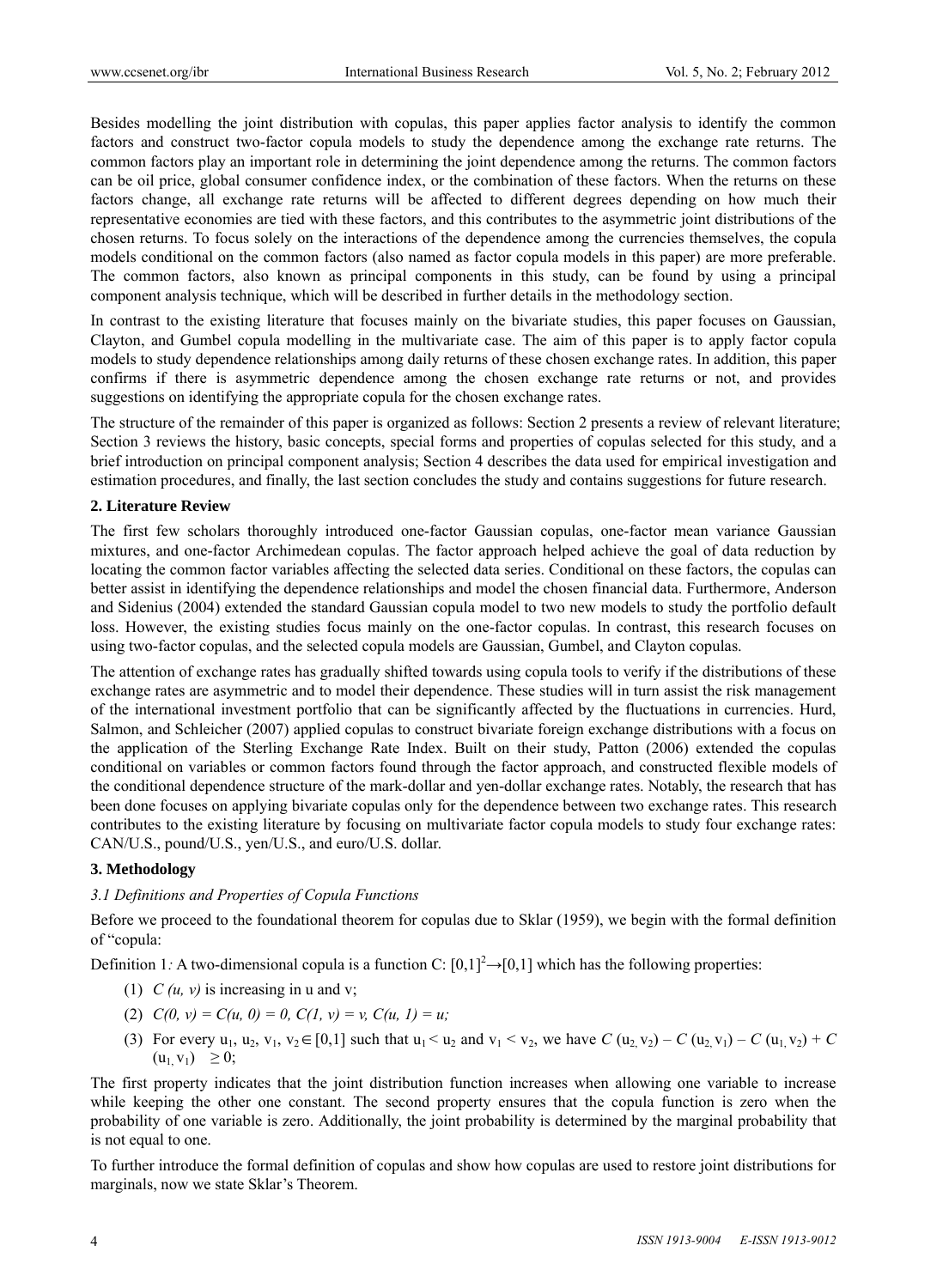Besides modelling the joint distribution with copulas, this paper applies factor analysis to identify the common factors and construct two-factor copula models to study the dependence among the exchange rate returns. The common factors play an important role in determining the joint dependence among the returns. The common factors can be oil price, global consumer confidence index, or the combination of these factors. When the returns on these factors change, all exchange rate returns will be affected to different degrees depending on how much their representative economies are tied with these factors, and this contributes to the asymmetric joint distributions of the chosen returns. To focus solely on the interactions of the dependence among the currencies themselves, the copula models conditional on the common factors (also named as factor copula models in this paper) are more preferable. The common factors, also known as principal components in this study, can be found by using a principal component analysis technique, which will be described in further details in the methodology section.

In contrast to the existing literature that focuses mainly on the bivariate studies, this paper focuses on Gaussian, Clayton, and Gumbel copula modelling in the multivariate case. The aim of this paper is to apply factor copula models to study dependence relationships among daily returns of these chosen exchange rates. In addition, this paper confirms if there is asymmetric dependence among the chosen exchange rate returns or not, and provides suggestions on identifying the appropriate copula for the chosen exchange rates.

The structure of the remainder of this paper is organized as follows: Section 2 presents a review of relevant literature; Section 3 reviews the history, basic concepts, special forms and properties of copulas selected for this study, and a brief introduction on principal component analysis; Section 4 describes the data used for empirical investigation and estimation procedures, and finally, the last section concludes the study and contains suggestions for future research.

## 2. Literature Review

The first few scholars thoroughly introduced one-factor Gaussian copulas, one-factor mean variance Gaussian mixtures, and one-factor Archimedean copulas. The factor approach helped achieve the goal of data reduction by locating the common factor variables affecting the selected data series. Conditional on these factors, the copulas can better assist in identifying the dependence relationships and model the chosen financial data. Furthermore, Anderson and Sidenius (2004) extended the standard Gaussian copula model to two new models to study the portfolio default loss. However, the existing studies focus mainly on the one-factor copulas. In contrast, this research focuses on using two-factor copulas, and the selected copula models are Gaussian, Gumbel, and Clayton copulas.

The attention of exchange rates has gradually shifted towards using copula tools to verify if the distributions of these exchange rates are asymmetric and to model their dependence. These studies will in turn assist the risk management of the international investment portfolio that can be significantly affected by the fluctuations in currencies. Hurd, Salmon, and Schleicher (2007) applied copulas to construct bivariate foreign exchange distributions with a focus on the application of the Sterling Exchange Rate Index. Built on their study, Patton (2006) extended the copulas conditional on variables or common factors found through the factor approach, and constructed flexible models of the conditional dependence structure of the mark-dollar and yen-dollar exchange rates. Notably, the research that has been done focuses on applying bivariate copulas only for the dependence between two exchange rates. This research contributes to the existing literature by focusing on multivariate factor copula models to study four exchange rates: CAN/U.S., pound/U.S., yen/U.S., and euro/U.S. dollar.

## 3. Methodology

### *3.1 Definitions and Properties of Copula Functions*

Before we proceed to the foundational theorem for copulas due to Sklar (1959), we begin with the formal definition of "copula:

Definition 1*:* A two-dimensional copula is a function C: $[0,1]^2 \rightarrow [0,1]$ which has the following properties:

(1) $C(u, v)$ is increasing in u and v;

(2) $C(0, v) = C(u, 0) = 0$, $C(1, v) = v$, $C(u, 1) = u$;

(3) For every $u_1, u_2, v_1, v_2 \in [0,1]$ such that $u_1 < u_2$ and $v_1 < v_2$, we have $C(u_2, v_2) - C(u_2, v_1) - C(u_1, v_2) + C(u_1, v_1) \geq 0$;

The first property indicates that the joint distribution function increases when allowing one variable to increase while keeping the other one constant. The second property ensures that the copula function is zero when the probability of one variable is zero. Additionally, the joint probability is determined by the marginal probability that is not equal to one.

To further introduce the formal definition of copulas and show how copulas are used to restore joint distributions for marginals, now we state Sklar's Theorem.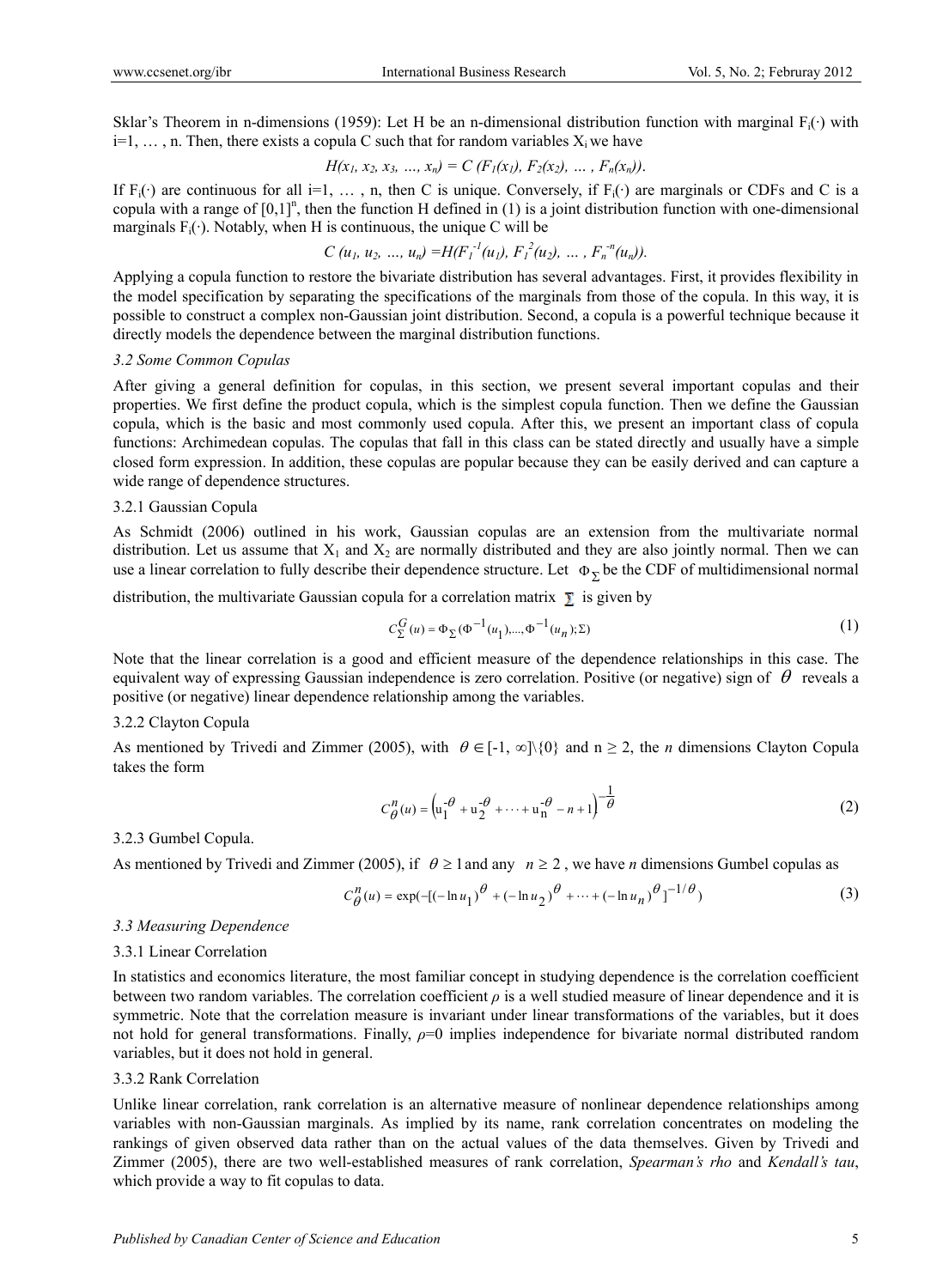Sklar's Theorem in n-dimensions (1959): Let H be an n-dimensional distribution function with marginal $F_i(\cdot)$ with $i=1, \ldots, n$. Then, there exists a copula C such that for random variables $X_i$ we have

$$H(x_1, x_2, x_3, \ldots, x_n) = C(F_1(x_1), F_2(x_2), \ldots, F_n(x_n)).$$

If $F_i(\cdot)$ are continuous for all $i=1, \ldots, n$, then C is unique. Conversely, if $F_i(\cdot)$ are marginals or CDFs and C is a copula with a range of $[0,1]^n$, then the function H defined in (1) is a joint distribution function with one-dimensional marginals $F_i(\cdot)$. Notably, when H is continuous, the unique C will be

$$C(u_1, u_2, \ldots, u_n) = H(F_1^{-1}(u_1), F_1^{2}(u_2), \ldots, F_n^{-n}(u_n)).$$

Applying a copula function to restore the bivariate distribution has several advantages. First, it provides flexibility in the model specification by separating the specifications of the marginals from those of the copula. In this way, it is possible to construct a complex non-Gaussian joint distribution. Second, a copula is a powerful technique because it directly models the dependence between the marginal distribution functions.

### *3.2 Some Common Copulas*

After giving a general definition for copulas, in this section, we present several important copulas and their properties. We first define the product copula, which is the simplest copula function. Then we define the Gaussian copula, which is the basic and most commonly used copula. After this, we present an important class of copula functions: Archimedean copulas. The copulas that fall in this class can be stated directly and usually have a simple closed form expression. In addition, these copulas are popular because they can be easily derived and can capture a wide range of dependence structures.

#### 3.2.1 Gaussian Copula

As Schmidt (2006) outlined in his work, Gaussian copulas are an extension from the multivariate normal distribution. Let us assume that $X_1$ and $X_2$ are normally distributed and they are also jointly normal. Then we can use a linear correlation to fully describe their dependence structure. Let $\Phi_\Sigma$ be the CDF of multidimensional normal distribution, the multivariate Gaussian copula for a correlation matrix $\Sigma$ is given by

$$C_\Sigma^G(u) = \Phi_\Sigma(\Phi^{-1}(u_1), \ldots, \Phi^{-1}(u_n); \Sigma) \tag{1}$$

Note that the linear correlation is a good and efficient measure of the dependence relationships in this case. The equivalent way of expressing Gaussian independence is zero correlation. Positive (or negative) sign of $\theta$ reveals a positive (or negative) linear dependence relationship among the variables.

#### 3.2.2 Clayton Copula

As mentioned by Trivedi and Zimmer (2005), with $\theta \in [-1, \infty]\backslash\{0\}$ and $n \geq 2$, the *n* dimensions Clayton Copula takes the form

$$C_\theta^n(u) = \left(u_1^{-\theta} + u_2^{-\theta} + \cdots + u_n^{-\theta} - n + 1\right)^{-\frac{1}{\theta}} \tag{2}$$

#### 3.2.3 Gumbel Copula.

As mentioned by Trivedi and Zimmer (2005), if $\theta \geq 1$ and any $n \geq 2$, we have *n* dimensions Gumbel copulas as

$$C_\theta^n(u) = \exp(-[(-\ln u_1)^\theta + (-\ln u_2)^\theta + \cdots + (-\ln u_n)^\theta]^{-1/\theta}) \tag{3}$$

### *3.3 Measuring Dependence*

#### 3.3.1 Linear Correlation

In statistics and economics literature, the most familiar concept in studying dependence is the correlation coefficient between two random variables. The correlation coefficient $\rho$ is a well studied measure of linear dependence and it is symmetric. Note that the correlation measure is invariant under linear transformations of the variables, but it does not hold for general transformations. Finally, $\rho=0$ implies independence for bivariate normal distributed random variables, but it does not hold in general.

#### 3.3.2 Rank Correlation

Unlike linear correlation, rank correlation is an alternative measure of nonlinear dependence relationships among variables with non-Gaussian marginals. As implied by its name, rank correlation concentrates on modeling the rankings of given observed data rather than on the actual values of the data themselves. Given by Trivedi and Zimmer (2005), there are two well-established measures of rank correlation, *Spearman's rho* and *Kendall's tau*, which provide a way to fit copulas to data.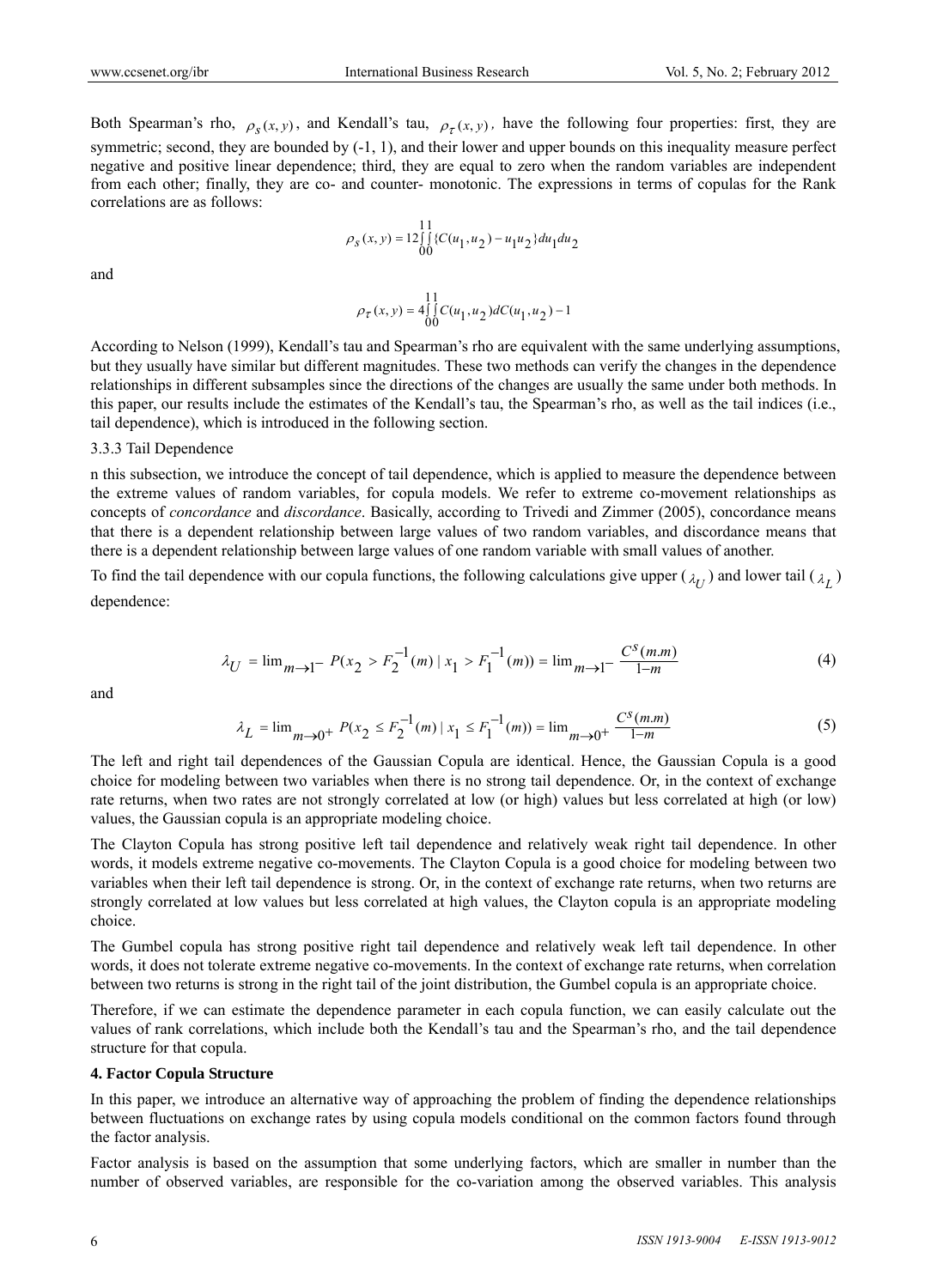Both Spearman's rho, $\rho_S(x,y)$, and Kendall's tau, $\rho_\tau(x,y)$, have the following four properties: first, they are symmetric; second, they are bounded by (-1, 1), and their lower and upper bounds on this inequality measure perfect negative and positive linear dependence; third, they are equal to zero when the random variables are independent from each other; finally, they are co- and counter- monotonic. The expressions in terms of copulas for the Rank correlations are as follows:

$$\rho_S(x,y) = 12\int_0^1\int_0^1 \{C(u_1,u_2) - u_1 u_2\} du_1 du_2$$

and

$$\rho_\tau(x,y) = 4\int_0^1\int_0^1 C(u_1,u_2)dC(u_1,u_2) - 1$$

According to Nelson (1999), Kendall's tau and Spearman's rho are equivalent with the same underlying assumptions, but they usually have similar but different magnitudes. These two methods can verify the changes in the dependence relationships in different subsamples since the directions of the changes are usually the same under both methods. In this paper, our results include the estimates of the Kendall's tau, the Spearman's rho, as well as the tail indices (i.e., tail dependence), which is introduced in the following section.

3.3.3 Tail Dependence

n this subsection, we introduce the concept of tail dependence, which is applied to measure the dependence between the extreme values of random variables, for copula models. We refer to extreme co-movement relationships as concepts of *concordance* and *discordance*. Basically, according to Trivedi and Zimmer (2005), concordance means that there is a dependent relationship between large values of two random variables, and discordance means that there is a dependent relationship between large values of one random variable with small values of another.

To find the tail dependence with our copula functions, the following calculations give upper ($\lambda_U$) and lower tail ($\lambda_L$) dependence:

$$\lambda_U = \lim_{m \to 1^-} P(x_2 > F_2^{-1}(m) \mid x_1 > F_1^{-1}(m)) = \lim_{m \to 1^-} \frac{C^S(m.m)}{1-m} \tag{4}$$

and

$$\lambda_L = \lim_{m \to 0^+} P(x_2 \le F_2^{-1}(m) \mid x_1 \le F_1^{-1}(m)) = \lim_{m \to 0^+} \frac{C^S(m.m)}{1-m} \tag{5}$$

The left and right tail dependences of the Gaussian Copula are identical. Hence, the Gaussian Copula is a good choice for modeling between two variables when there is no strong tail dependence. Or, in the context of exchange rate returns, when two rates are not strongly correlated at low (or high) values but less correlated at high (or low) values, the Gaussian copula is an appropriate modeling choice.

The Clayton Copula has strong positive left tail dependence and relatively weak right tail dependence. In other words, it models extreme negative co-movements. The Clayton Copula is a good choice for modeling between two variables when their left tail dependence is strong. Or, in the context of exchange rate returns, when two returns are strongly correlated at low values but less correlated at high values, the Clayton copula is an appropriate modeling choice.

The Gumbel copula has strong positive right tail dependence and relatively weak left tail dependence. In other words, it does not tolerate extreme negative co-movements. In the context of exchange rate returns, when correlation between two returns is strong in the right tail of the joint distribution, the Gumbel copula is an appropriate choice.

Therefore, if we can estimate the dependence parameter in each copula function, we can easily calculate out the values of rank correlations, which include both the Kendall's tau and the Spearman's rho, and the tail dependence structure for that copula.

## 4. Factor Copula Structure

In this paper, we introduce an alternative way of approaching the problem of finding the dependence relationships between fluctuations on exchange rates by using copula models conditional on the common factors found through the factor analysis.

Factor analysis is based on the assumption that some underlying factors, which are smaller in number than the number of observed variables, are responsible for the co-variation among the observed variables. This analysis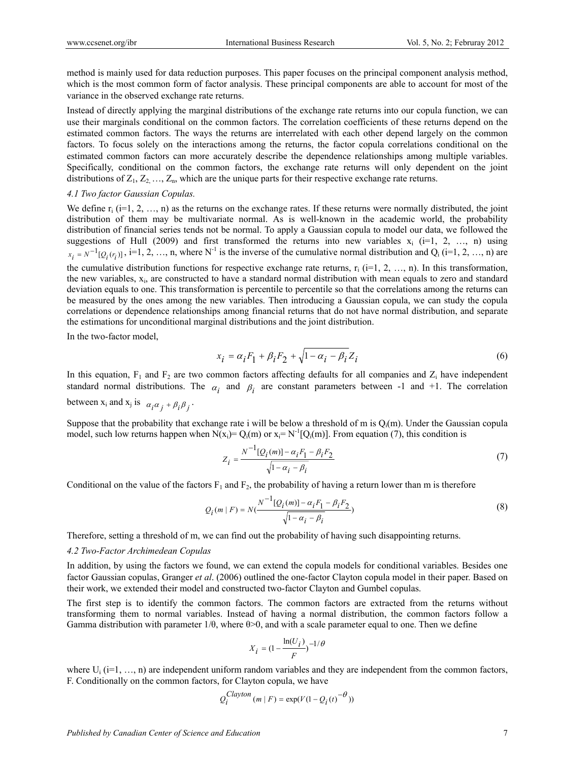method is mainly used for data reduction purposes. This paper focuses on the principal component analysis method, which is the most common form of factor analysis. These principal components are able to account for most of the variance in the observed exchange rate returns.

Instead of directly applying the marginal distributions of the exchange rate returns into our copula function, we can use their marginals conditional on the common factors. The correlation coefficients of these returns depend on the estimated common factors. The ways the returns are interrelated with each other depend largely on the common factors. To focus solely on the interactions among the returns, the factor copula correlations conditional on the estimated common factors can more accurately describe the dependence relationships among multiple variables. Specifically, conditional on the common factors, the exchange rate returns will only dependent on the joint distributions of $Z_1, Z_2, \ldots, Z_n$, which are the unique parts for their respective exchange rate returns.

*4.1 Two factor Gaussian Copulas.*

We define $r_i$ (i=1, 2, …, n) as the returns on the exchange rates. If these returns were normally distributed, the joint distribution of them may be multivariate normal. As is well-known in the academic world, the probability distribution of financial series tends not be normal. To apply a Gaussian copula to model our data, we followed the suggestions of Hull (2009) and first transformed the returns into new variables $x_i$ (i=1, 2, …, n) using $x_i = N^{-1}[Q_i(r_i)]$, i=1, 2, …, n, where $N^{-1}$ is the inverse of the cumulative normal distribution and $Q_i$ (i=1, 2, …, n) are the cumulative distribution functions for respective exchange rate returns, $r_i$ (i=1, 2, …, n). In this transformation, the new variables, $x_i$, are constructed to have a standard normal distribution with mean equals to zero and standard deviation equals to one. This transformation is percentile to percentile so that the correlations among the returns can be measured by the ones among the new variables. Then introducing a Gaussian copula, we can study the copula correlations or dependence relationships among financial returns that do not have normal distribution, and separate the estimations for unconditional marginal distributions and the joint distribution.

In the two-factor model,

$$x_i = \alpha_i F_1 + \beta_i F_2 + \sqrt{1-\alpha_i-\beta_i} Z_i \tag{6}$$

In this equation, $F_1$ and $F_2$ are two common factors affecting defaults for all companies and $Z_i$ have independent standard normal distributions. The $\alpha_i$ and $\beta_i$ are constant parameters between -1 and +1. The correlation between $x_i$ and $x_j$ is $\alpha_i\alpha_j + \beta_i\beta_j$.

Suppose that the probability that exchange rate i will be below a threshold of m is $Q_i(m)$. Under the Gaussian copula model, such low returns happen when $N(x_i) = Q_i(m)$ or $x_i = N^{-1}[Q_i(m)]$. From equation (7), this condition is

$$Z_i = \frac{N^{-1}[Q_i(m)] - \alpha_i F_1 - \beta_i F_2}{\sqrt{1-\alpha_i-\beta_i}} \tag{7}$$

Conditional on the value of the factors $F_1$ and $F_2$, the probability of having a return lower than m is therefore

$$Q_i(m \mid F) = N\left(\frac{N^{-1}[Q_i(m)] - \alpha_i F_1 - \beta_i F_2}{\sqrt{1-\alpha_i-\beta_i}}\right) \tag{8}$$

Therefore, setting a threshold of m, we can find out the probability of having such disappointing returns.

*4.2 Two-Factor Archimedean Copulas*

In addition, by using the factors we found, we can extend the copula models for conditional variables. Besides one factor Gaussian copulas, Granger *et al*. (2006) outlined the one-factor Clayton copula model in their paper. Based on their work, we extended their model and constructed two-factor Clayton and Gumbel copulas.

The first step is to identify the common factors. The common factors are extracted from the returns without transforming them to normal variables. Instead of having a normal distribution, the common factors follow a Gamma distribution with parameter 1/θ, where θ>0, and with a scale parameter equal to one. Then we define

$$X_i = \left(1 - \frac{\ln(U_i)}{F}\right)^{-1/\theta}$$

where $U_i$ (i=1, …, n) are independent uniform random variables and they are independent from the common factors, F. Conditionally on the common factors, for Clayton copula, we have

$$Q_i^{Clayton}(m \mid F) = \exp(V(1 - Q_i(t)^{-\theta}))$$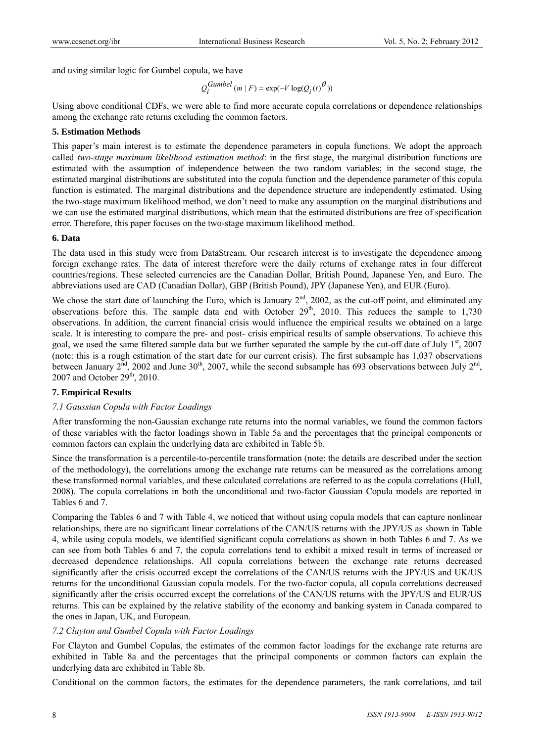and using similar logic for Gumbel copula, we have

$$Q_i^{Gumbel}(m \mid F) = \exp(-V \log(Q_i(t)^{\theta}))$$

Using above conditional CDFs, we were able to find more accurate copula correlations or dependence relationships among the exchange rate returns excluding the common factors.

## 5. Estimation Methods

This paper's main interest is to estimate the dependence parameters in copula functions. We adopt the approach called *two-stage maximum likelihood estimation method*: in the first stage, the marginal distribution functions are estimated with the assumption of independence between the two random variables; in the second stage, the estimated marginal distributions are substituted into the copula function and the dependence parameter of this copula function is estimated. The marginal distributions and the dependence structure are independently estimated. Using the two-stage maximum likelihood method, we don't need to make any assumption on the marginal distributions and we can use the estimated marginal distributions, which mean that the estimated distributions are free of specification error. Therefore, this paper focuses on the two-stage maximum likelihood method.

## 6. Data

The data used in this study were from DataStream. Our research interest is to investigate the dependence among foreign exchange rates. The data of interest therefore were the daily returns of exchange rates in four different countries/regions. These selected currencies are the Canadian Dollar, British Pound, Japanese Yen, and Euro. The abbreviations used are CAD (Canadian Dollar), GBP (British Pound), JPY (Japanese Yen), and EUR (Euro).

We chose the start date of launching the Euro, which is January 2nd, 2002, as the cut-off point, and eliminated any observations before this. The sample data end with October 29th, 2010. This reduces the sample to 1,730 observations. In addition, the current financial crisis would influence the empirical results we obtained on a large scale. It is interesting to compare the pre- and post- crisis empirical results of sample observations. To achieve this goal, we used the same filtered sample data but we further separated the sample by the cut-off date of July 1st, 2007 (note: this is a rough estimation of the start date for our current crisis). The first subsample has 1,037 observations between January 2nd, 2002 and June 30th, 2007, while the second subsample has 693 observations between July 2nd, 2007 and October 29th, 2010.

## 7. Empirical Results

### *7.1 Gaussian Copula with Factor Loadings*

After transforming the non-Gaussian exchange rate returns into the normal variables, we found the common factors of these variables with the factor loadings shown in Table 5a and the percentages that the principal components or common factors can explain the underlying data are exhibited in Table 5b.

Since the transformation is a percentile-to-percentile transformation (note: the details are described under the section of the methodology), the correlations among the exchange rate returns can be measured as the correlations among these transformed normal variables, and these calculated correlations are referred to as the copula correlations (Hull, 2008). The copula correlations in both the unconditional and two-factor Gaussian Copula models are reported in Tables 6 and 7.

Comparing the Tables 6 and 7 with Table 4, we noticed that without using copula models that can capture nonlinear relationships, there are no significant linear correlations of the CAN/US returns with the JPY/US as shown in Table 4, while using copula models, we identified significant copula correlations as shown in both Tables 6 and 7. As we can see from both Tables 6 and 7, the copula correlations tend to exhibit a mixed result in terms of increased or decreased dependence relationships. All copula correlations between the exchange rate returns decreased significantly after the crisis occurred except the correlations of the CAN/US returns with the JPY/US and UK/US returns for the unconditional Gaussian copula models. For the two-factor copula, all copula correlations decreased significantly after the crisis occurred except the correlations of the CAN/US returns with the JPY/US and EUR/US returns. This can be explained by the relative stability of the economy and banking system in Canada compared to the ones in Japan, UK, and European.

### *7.2 Clayton and Gumbel Copula with Factor Loadings*

For Clayton and Gumbel Copulas, the estimates of the common factor loadings for the exchange rate returns are exhibited in Table 8a and the percentages that the principal components or common factors can explain the underlying data are exhibited in Table 8b.

Conditional on the common factors, the estimates for the dependence parameters, the rank correlations, and tail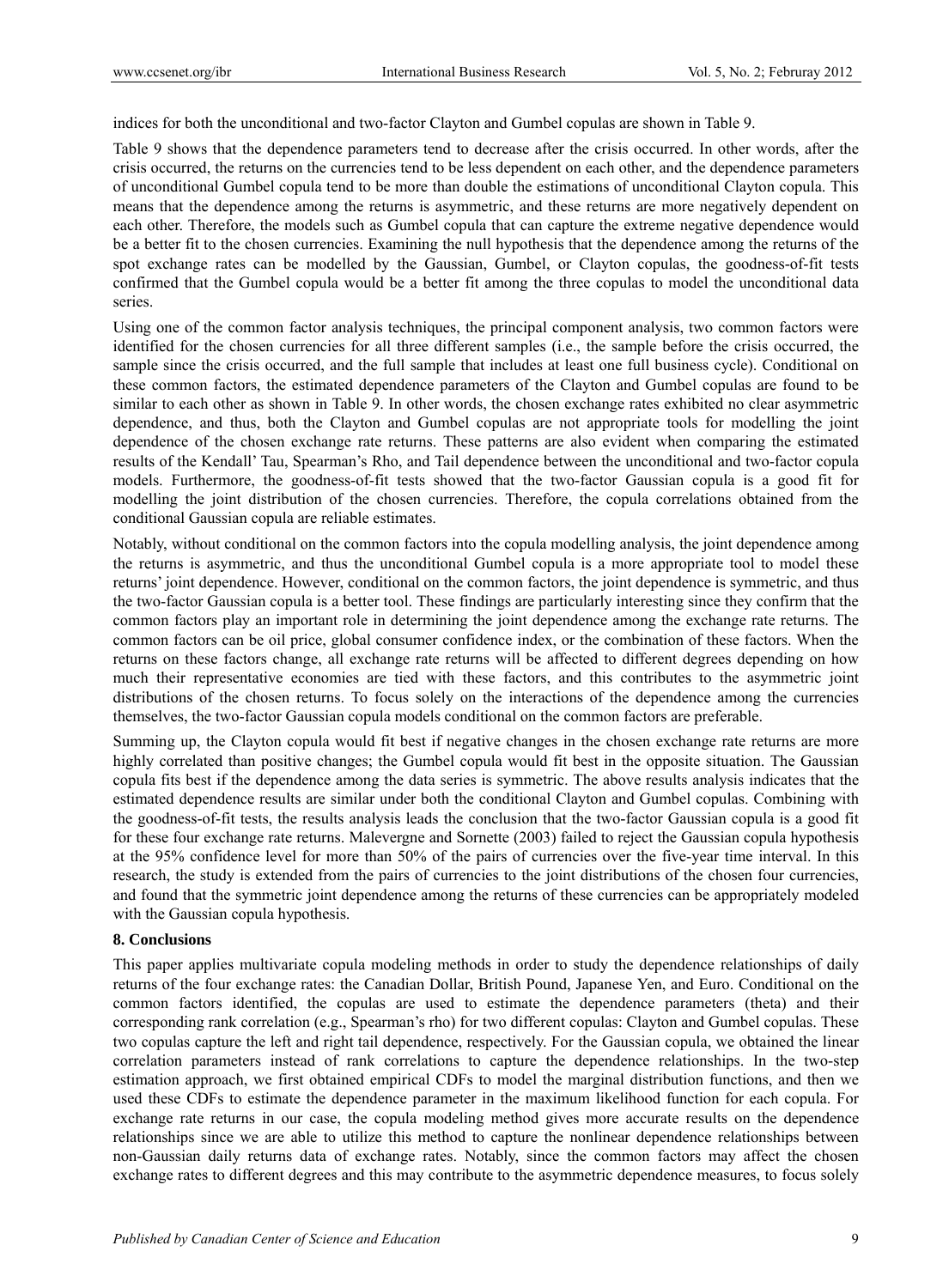indices for both the unconditional and two-factor Clayton and Gumbel copulas are shown in Table 9.

Table 9 shows that the dependence parameters tend to decrease after the crisis occurred. In other words, after the crisis occurred, the returns on the currencies tend to be less dependent on each other, and the dependence parameters of unconditional Gumbel copula tend to be more than double the estimations of unconditional Clayton copula. This means that the dependence among the returns is asymmetric, and these returns are more negatively dependent on each other. Therefore, the models such as Gumbel copula that can capture the extreme negative dependence would be a better fit to the chosen currencies. Examining the null hypothesis that the dependence among the returns of the spot exchange rates can be modelled by the Gaussian, Gumbel, or Clayton copulas, the goodness-of-fit tests confirmed that the Gumbel copula would be a better fit among the three copulas to model the unconditional data series.

Using one of the common factor analysis techniques, the principal component analysis, two common factors were identified for the chosen currencies for all three different samples (i.e., the sample before the crisis occurred, the sample since the crisis occurred, and the full sample that includes at least one full business cycle). Conditional on these common factors, the estimated dependence parameters of the Clayton and Gumbel copulas are found to be similar to each other as shown in Table 9. In other words, the chosen exchange rates exhibited no clear asymmetric dependence, and thus, both the Clayton and Gumbel copulas are not appropriate tools for modelling the joint dependence of the chosen exchange rate returns. These patterns are also evident when comparing the estimated results of the Kendall' Tau, Spearman's Rho, and Tail dependence between the unconditional and two-factor copula models. Furthermore, the goodness-of-fit tests showed that the two-factor Gaussian copula is a good fit for modelling the joint distribution of the chosen currencies. Therefore, the copula correlations obtained from the conditional Gaussian copula are reliable estimates.

Notably, without conditional on the common factors into the copula modelling analysis, the joint dependence among the returns is asymmetric, and thus the unconditional Gumbel copula is a more appropriate tool to model these returns' joint dependence. However, conditional on the common factors, the joint dependence is symmetric, and thus the two-factor Gaussian copula is a better tool. These findings are particularly interesting since they confirm that the common factors play an important role in determining the joint dependence among the exchange rate returns. The common factors can be oil price, global consumer confidence index, or the combination of these factors. When the returns on these factors change, all exchange rate returns will be affected to different degrees depending on how much their representative economies are tied with these factors, and this contributes to the asymmetric joint distributions of the chosen returns. To focus solely on the interactions of the dependence among the currencies themselves, the two-factor Gaussian copula models conditional on the common factors are preferable.

Summing up, the Clayton copula would fit best if negative changes in the chosen exchange rate returns are more highly correlated than positive changes; the Gumbel copula would fit best in the opposite situation. The Gaussian copula fits best if the dependence among the data series is symmetric. The above results analysis indicates that the estimated dependence results are similar under both the conditional Clayton and Gumbel copulas. Combining with the goodness-of-fit tests, the results analysis leads the conclusion that the two-factor Gaussian copula is a good fit for these four exchange rate returns. Malevergne and Sornette (2003) failed to reject the Gaussian copula hypothesis at the 95% confidence level for more than 50% of the pairs of currencies over the five-year time interval. In this research, the study is extended from the pairs of currencies to the joint distributions of the chosen four currencies, and found that the symmetric joint dependence among the returns of these currencies can be appropriately modeled with the Gaussian copula hypothesis.

## 8. Conclusions

This paper applies multivariate copula modeling methods in order to study the dependence relationships of daily returns of the four exchange rates: the Canadian Dollar, British Pound, Japanese Yen, and Euro. Conditional on the common factors identified, the copulas are used to estimate the dependence parameters (theta) and their corresponding rank correlation (e.g., Spearman's rho) for two different copulas: Clayton and Gumbel copulas. These two copulas capture the left and right tail dependence, respectively. For the Gaussian copula, we obtained the linear correlation parameters instead of rank correlations to capture the dependence relationships. In the two-step estimation approach, we first obtained empirical CDFs to model the marginal distribution functions, and then we used these CDFs to estimate the dependence parameter in the maximum likelihood function for each copula. For exchange rate returns in our case, the copula modeling method gives more accurate results on the dependence relationships since we are able to utilize this method to capture the nonlinear dependence relationships between non-Gaussian daily returns data of exchange rates. Notably, since the common factors may affect the chosen exchange rates to different degrees and this may contribute to the asymmetric dependence measures, to focus solely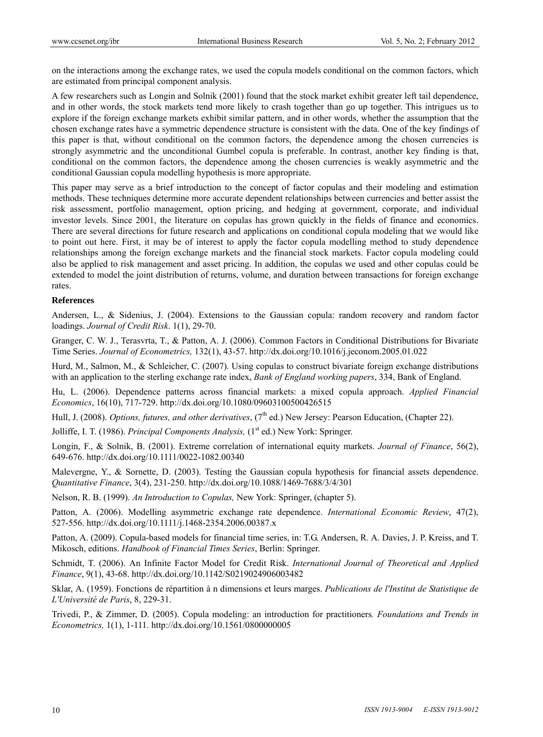on the interactions among the exchange rates, we used the copula models conditional on the common factors, which are estimated from principal component analysis.

A few researchers such as Longin and Solnik (2001) found that the stock market exhibit greater left tail dependence, and in other words, the stock markets tend more likely to crash together than go up together. This intrigues us to explore if the foreign exchange markets exhibit similar pattern, and in other words, whether the assumption that the chosen exchange rates have a symmetric dependence structure is consistent with the data. One of the key findings of this paper is that, without conditional on the common factors, the dependence among the chosen currencies is strongly asymmetric and the unconditional Gumbel copula is preferable. In contrast, another key finding is that, conditional on the common factors, the dependence among the chosen currencies is weakly asymmetric and the conditional Gaussian copula modelling hypothesis is more appropriate.

This paper may serve as a brief introduction to the concept of factor copulas and their modeling and estimation methods. These techniques determine more accurate dependent relationships between currencies and better assist the risk assessment, portfolio management, option pricing, and hedging at government, corporate, and individual investor levels. Since 2001, the literature on copulas has grown quickly in the fields of finance and economics. There are several directions for future research and applications on conditional copula modeling that we would like to point out here. First, it may be of interest to apply the factor copula modelling method to study dependence relationships among the foreign exchange markets and the financial stock markets. Factor copula modeling could also be applied to risk management and asset pricing. In addition, the copulas we used and other copulas could be extended to model the joint distribution of returns, volume, and duration between transactions for foreign exchange rates.

## References

Andersen, L., & Sidenius, J. (2004). Extensions to the Gaussian copula: random recovery and random factor loadings. *Journal of Credit Risk*. 1(1), 29-70.

Granger, C. W. J., Terasvrta, T., & Patton, A. J. (2006). Common Factors in Conditional Distributions for Bivariate Time Series. *Journal of Econometrics,* 132(1), 43-57. http://dx.doi.org/10.1016/j.jeconom.2005.01.022

Hurd, M., Salmon, M., & Schleicher, C. (2007). Using copulas to construct bivariate foreign exchange distributions with an application to the sterling exchange rate index, *Bank of England working papers*, 334, Bank of England.

Hu, L. (2006). Dependence patterns across financial markets: a mixed copula approach. *Applied Financial Economics*, 16(10), 717-729. http://dx.doi.org/10.1080/09603100500426515

Hull, J. (2008). *Options, futures, and other derivatives*, (7th ed.) New Jersey: Pearson Education, (Chapter 22).

Jolliffe, I. T. (1986). *Principal Components Analysis,* (1st ed.) New York: Springer.

Longin, F., & Solnik, B. (2001). Extreme correlation of international equity markets. *Journal of Finance*, 56(2), 649-676. http://dx.doi.org/10.1111/0022-1082.00340

Malevergne, Y., & Sornette, D. (2003). Testing the Gaussian copula hypothesis for financial assets dependence. *Quantitative Finance*, 3(4), 231-250. http://dx.doi.org/10.1088/1469-7688/3/4/301

Nelson, R. B. (1999). *An Introduction to Copulas,* New York: Springer, (chapter 5).

Patton, A. (2006). Modelling asymmetric exchange rate dependence. *International Economic Review*, 47(2), 527-556. http://dx.doi.org/10.1111/j.1468-2354.2006.00387.x

Patton, A. (2009). Copula-based models for financial time series, in: T.G. Andersen, R. A. Davies, J. P. Kreiss, and T. Mikosch, editions. *Handbook of Financial Times Series*, Berlin: Springer.

Schmidt, T. (2006). An Infinite Factor Model for Credit Risk. *International Journal of Theoretical and Applied Finance*, 9(1), 43-68. http://dx.doi.org/10.1142/S0219024906003482

Sklar, A. (1959). Fonctions de répartition à n dimensions et leurs marges. *Publications de l'Institut de Statistique de L'Université de Paris*, 8, 229-31.

Trivedi, P., & Zimmer, D. (2005). Copula modeling: an introduction for practitioners*. Foundations and Trends in Econometrics,* 1(1), 1-111. http://dx.doi.org/10.1561/0800000005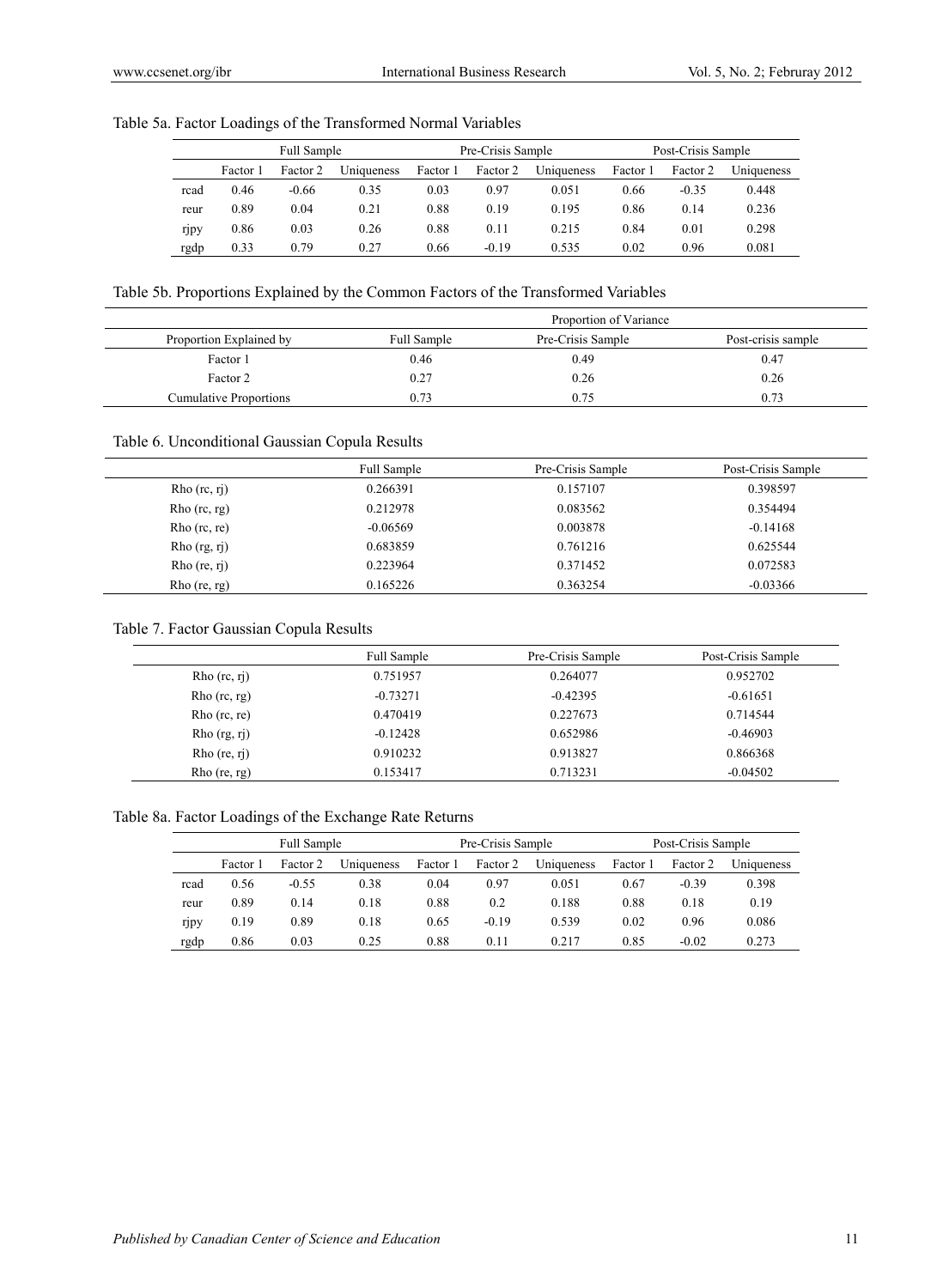Table 5a. Factor Loadings of the Transformed Normal Variables

| | Full Sample | | | Pre-Crisis Sample | | | Post-Crisis Sample | | |
|---|---|---|---|---|---|---|---|---|---|
| | Factor 1 | Factor 2 | Uniqueness | Factor 1 | Factor 2 | Uniqueness | Factor 1 | Factor 2 | Uniqueness |
| rcad | 0.46 | -0.66 | 0.35 | 0.03 | 0.97 | 0.051 | 0.66 | -0.35 | 0.448 |
| reur | 0.89 | 0.04 | 0.21 | 0.88 | 0.19 | 0.195 | 0.86 | 0.14 | 0.236 |
| rjpy | 0.86 | 0.03 | 0.26 | 0.88 | 0.11 | 0.215 | 0.84 | 0.01 | 0.298 |
| rgdp | 0.33 | 0.79 | 0.27 | 0.66 | -0.19 | 0.535 | 0.02 | 0.96 | 0.081 |

Table 5b. Proportions Explained by the Common Factors of the Transformed Variables

| | Proportion of Variance | | |
|---|---|---|---|
| Proportion Explained by | Full Sample | Pre-Crisis Sample | Post-crisis sample |
| Factor 1 | 0.46 | 0.49 | 0.47 |
| Factor 2 | 0.27 | 0.26 | 0.26 |
| Cumulative Proportions | 0.73 | 0.75 | 0.73 |

Table 6. Unconditional Gaussian Copula Results

| | Full Sample | Pre-Crisis Sample | Post-Crisis Sample |
|---|---|---|---|
| Rho (rc, rj) | 0.266391 | 0.157107 | 0.398597 |
| Rho (rc, rg) | 0.212978 | 0.083562 | 0.354494 |
| Rho (rc, re) | -0.06569 | 0.003878 | -0.14168 |
| Rho (rg, rj) | 0.683859 | 0.761216 | 0.625544 |
| Rho (re, rj) | 0.223964 | 0.371452 | 0.072583 |
| Rho (re, rg) | 0.165226 | 0.363254 | -0.03366 |

Table 7. Factor Gaussian Copula Results

| | Full Sample | Pre-Crisis Sample | Post-Crisis Sample |
|---|---|---|---|
| Rho (rc, rj) | 0.751957 | 0.264077 | 0.952702 |
| Rho (rc, rg) | -0.73271 | -0.42395 | -0.61651 |
| Rho (rc, re) | 0.470419 | 0.227673 | 0.714544 |
| Rho (rg, rj) | -0.12428 | 0.652986 | -0.46903 |
| Rho (re, rj) | 0.910232 | 0.913827 | 0.866368 |
| Rho (re, rg) | 0.153417 | 0.713231 | -0.04502 |

Table 8a. Factor Loadings of the Exchange Rate Returns

| | Full Sample | | | Pre-Crisis Sample | | | Post-Crisis Sample | | |
|---|---|---|---|---|---|---|---|---|---|
| | Factor 1 | Factor 2 | Uniqueness | Factor 1 | Factor 2 | Uniqueness | Factor 1 | Factor 2 | Uniqueness |
| rcad | 0.56 | -0.55 | 0.38 | 0.04 | 0.97 | 0.051 | 0.67 | -0.39 | 0.398 |
| reur | 0.89 | 0.14 | 0.18 | 0.88 | 0.2 | 0.188 | 0.88 | 0.18 | 0.19 |
| rjpy | 0.19 | 0.89 | 0.18 | 0.65 | -0.19 | 0.539 | 0.02 | 0.96 | 0.086 |
| rgdp | 0.86 | 0.03 | 0.25 | 0.88 | 0.11 | 0.217 | 0.85 | -0.02 | 0.273 |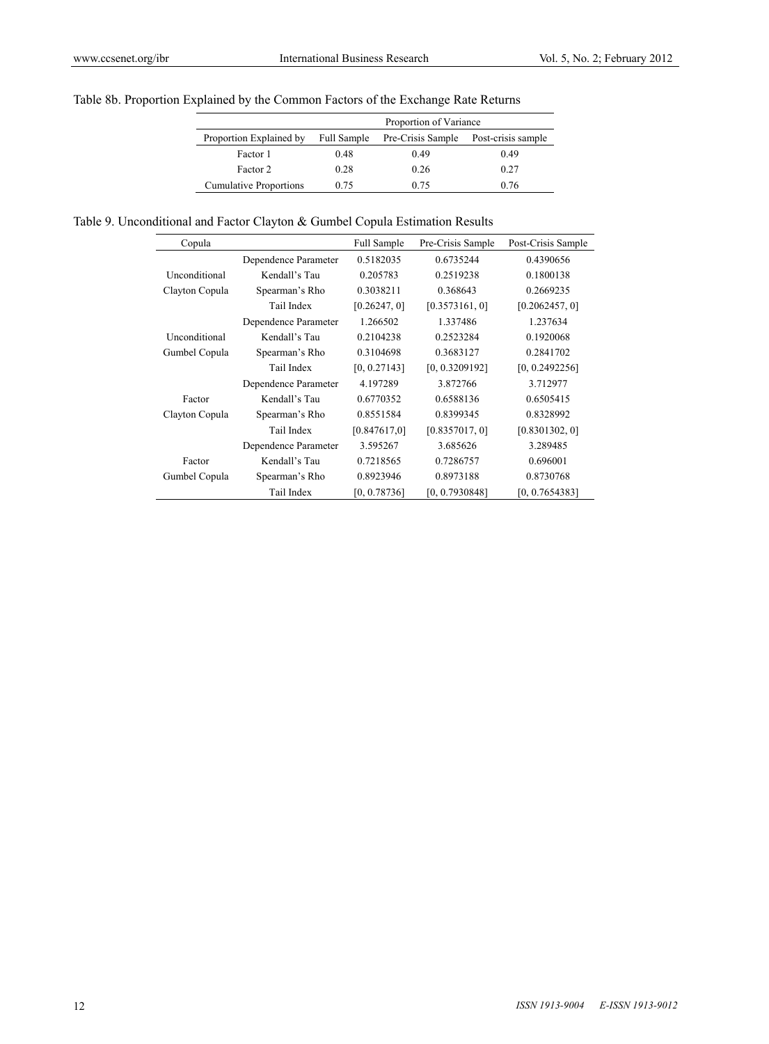Table 8b. Proportion Explained by the Common Factors of the Exchange Rate Returns

| | Proportion of Variance | | |
|---|---|---|---|
| Proportion Explained by | Full Sample | Pre-Crisis Sample | Post-crisis sample |
| Factor 1 | 0.48 | 0.49 | 0.49 |
| Factor 2 | 0.28 | 0.26 | 0.27 |
| Cumulative Proportions | 0.75 | 0.75 | 0.76 |

Table 9. Unconditional and Factor Clayton & Gumbel Copula Estimation Results

| Copula | | Full Sample | Pre-Crisis Sample | Post-Crisis Sample |
|---|---|---|---|---|
| | Dependence Parameter | 0.5182035 | 0.6735244 | 0.4390656 |
| Unconditional | Kendall's Tau | 0.205783 | 0.2519238 | 0.1800138 |
| Clayton Copula | Spearman's Rho | 0.3038211 | 0.368643 | 0.2669235 |
| | Tail Index | [0.26247, 0] | [0.3573161, 0] | [0.2062457, 0] |
| | Dependence Parameter | 1.266502 | 1.337486 | 1.237634 |
| Unconditional | Kendall's Tau | 0.2104238 | 0.2523284 | 0.1920068 |
| Gumbel Copula | Spearman's Rho | 0.3104698 | 0.3683127 | 0.2841702 |
| | Tail Index | [0, 0.27143] | [0, 0.3209192] | [0, 0.2492256] |
| | Dependence Parameter | 4.197289 | 3.872766 | 3.712977 |
| Factor | Kendall's Tau | 0.6770352 | 0.6588136 | 0.6505415 |
| Clayton Copula | Spearman's Rho | 0.8551584 | 0.8399345 | 0.8328992 |
| | Tail Index | [0.847617,0] | [0.8357017, 0] | [0.8301302, 0] |
| | Dependence Parameter | 3.595267 | 3.685626 | 3.289485 |
| Factor | Kendall's Tau | 0.7218565 | 0.7286757 | 0.696001 |
| Gumbel Copula | Spearman's Rho | 0.8923946 | 0.8973188 | 0.8730768 |
| | Tail Index | [0, 0.78736] | [0, 0.7930848] | [0, 0.7654383] |